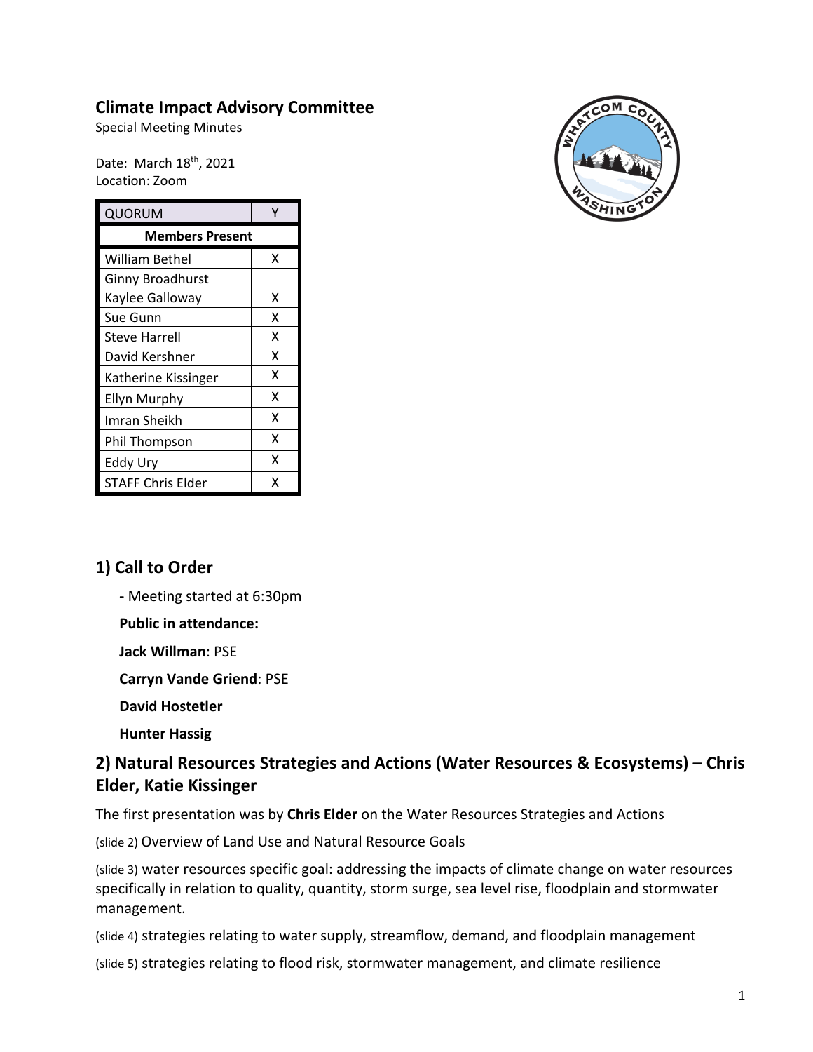## Climate Impact Advisory Committee

Special Meeting Minutes

Date: March 18th, 2021
Location: Zoom

| QUORUM | Y |
|---|---|
| **Members Present** | |
| William Bethel | X |
| Ginny Broadhurst | |
| Kaylee Galloway | X |
| Sue Gunn | X |
| Steve Harrell | X |
| David Kershner | X |
| Katherine Kissinger | X |
| Ellyn Murphy | X |
| Imran Sheikh | X |
| Phil Thompson | X |
| Eddy Ury | X |
| STAFF Chris Elder | X |

## 1) Call to Order

- Meeting started at 6:30pm

**Public in attendance:**

**Jack Willman**: PSE

**Carryn Vande Griend**: PSE

**David Hostetler**

**Hunter Hassig**

## 2) Natural Resources Strategies and Actions (Water Resources & Ecosystems) – Chris Elder, Katie Kissinger

The first presentation was by **Chris Elder** on the Water Resources Strategies and Actions

(slide 2) Overview of Land Use and Natural Resource Goals

(slide 3) water resources specific goal: addressing the impacts of climate change on water resources specifically in relation to quality, quantity, storm surge, sea level rise, floodplain and stormwater management.

(slide 4) strategies relating to water supply, streamflow, demand, and floodplain management

(slide 5) strategies relating to flood risk, stormwater management, and climate resilience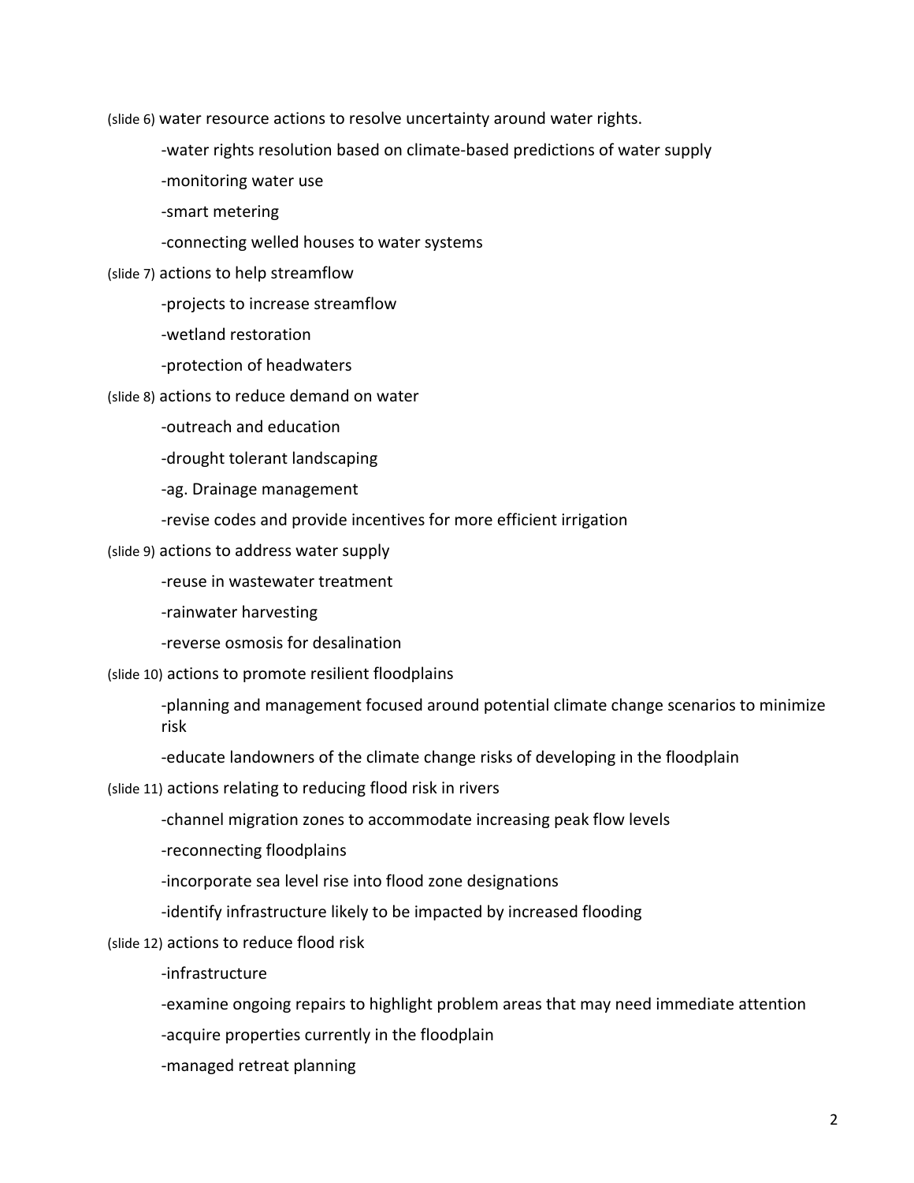(slide 6) water resource actions to resolve uncertainty around water rights.

- water rights resolution based on climate-based predictions of water supply
- monitoring water use
- smart metering
- connecting welled houses to water systems

(slide 7) actions to help streamflow

- projects to increase streamflow
- wetland restoration
- protection of headwaters

(slide 8) actions to reduce demand on water

- outreach and education
- drought tolerant landscaping
- ag. Drainage management
- revise codes and provide incentives for more efficient irrigation

(slide 9) actions to address water supply

- reuse in wastewater treatment
- rainwater harvesting
- reverse osmosis for desalination

(slide 10) actions to promote resilient floodplains

- planning and management focused around potential climate change scenarios to minimize risk
- educate landowners of the climate change risks of developing in the floodplain

(slide 11) actions relating to reducing flood risk in rivers

- channel migration zones to accommodate increasing peak flow levels
- reconnecting floodplains
- incorporate sea level rise into flood zone designations
- identify infrastructure likely to be impacted by increased flooding

(slide 12) actions to reduce flood risk

- infrastructure
- examine ongoing repairs to highlight problem areas that may need immediate attention
- acquire properties currently in the floodplain
- managed retreat planning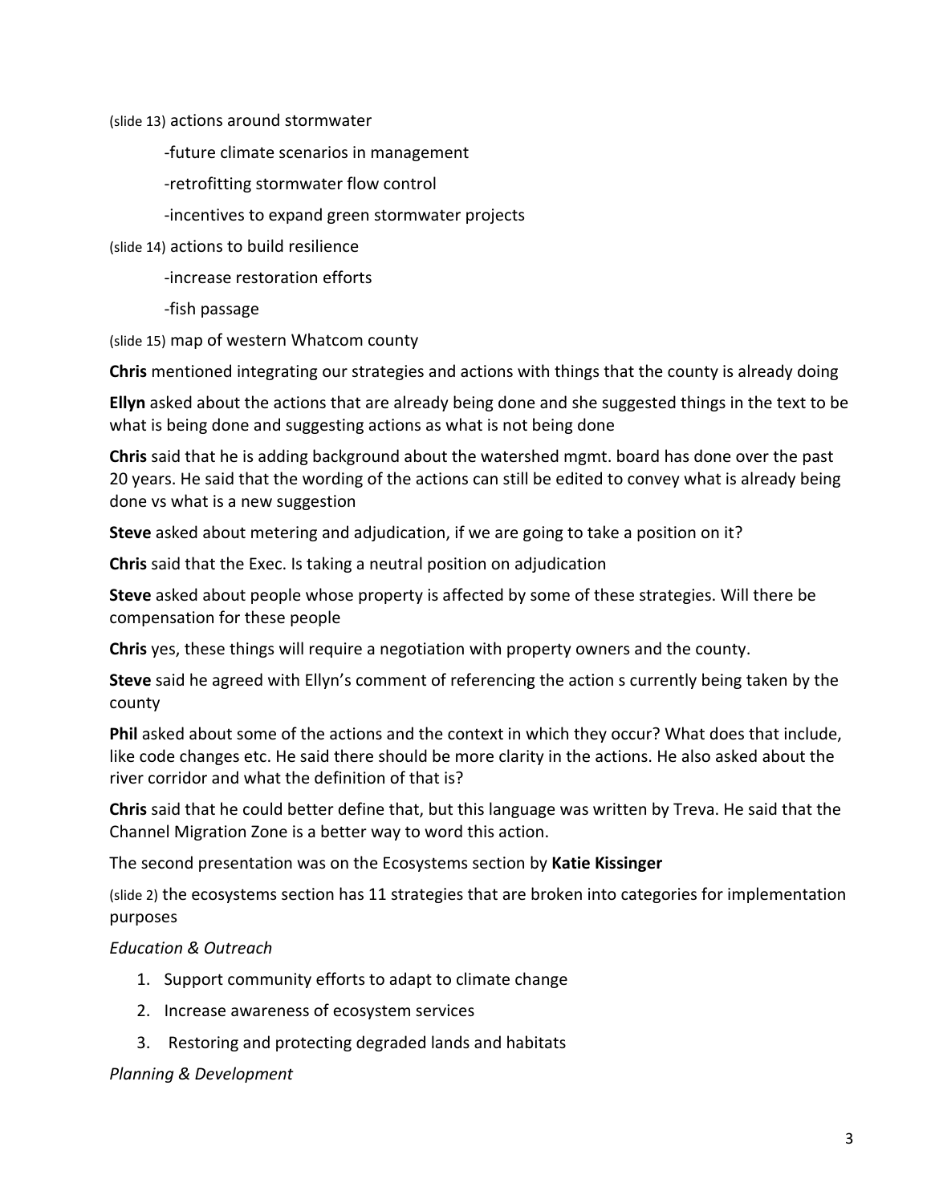(slide 13) actions around stormwater

-future climate scenarios in management

-retrofitting stormwater flow control

-incentives to expand green stormwater projects

(slide 14) actions to build resilience

-increase restoration efforts

-fish passage

(slide 15) map of western Whatcom county

**Chris** mentioned integrating our strategies and actions with things that the county is already doing

**Ellyn** asked about the actions that are already being done and she suggested things in the text to be what is being done and suggesting actions as what is not being done

**Chris** said that he is adding background about the watershed mgmt. board has done over the past 20 years. He said that the wording of the actions can still be edited to convey what is already being done vs what is a new suggestion

**Steve** asked about metering and adjudication, if we are going to take a position on it?

**Chris** said that the Exec. Is taking a neutral position on adjudication

**Steve** asked about people whose property is affected by some of these strategies. Will there be compensation for these people

**Chris** yes, these things will require a negotiation with property owners and the county.

**Steve** said he agreed with Ellyn's comment of referencing the action s currently being taken by the county

**Phil** asked about some of the actions and the context in which they occur? What does that include, like code changes etc. He said there should be more clarity in the actions. He also asked about the river corridor and what the definition of that is?

**Chris** said that he could better define that, but this language was written by Treva. He said that the Channel Migration Zone is a better way to word this action.

The second presentation was on the Ecosystems section by **Katie Kissinger**

(slide 2) the ecosystems section has 11 strategies that are broken into categories for implementation purposes

*Education & Outreach*

1. Support community efforts to adapt to climate change
2. Increase awareness of ecosystem services
3. Restoring and protecting degraded lands and habitats

*Planning & Development*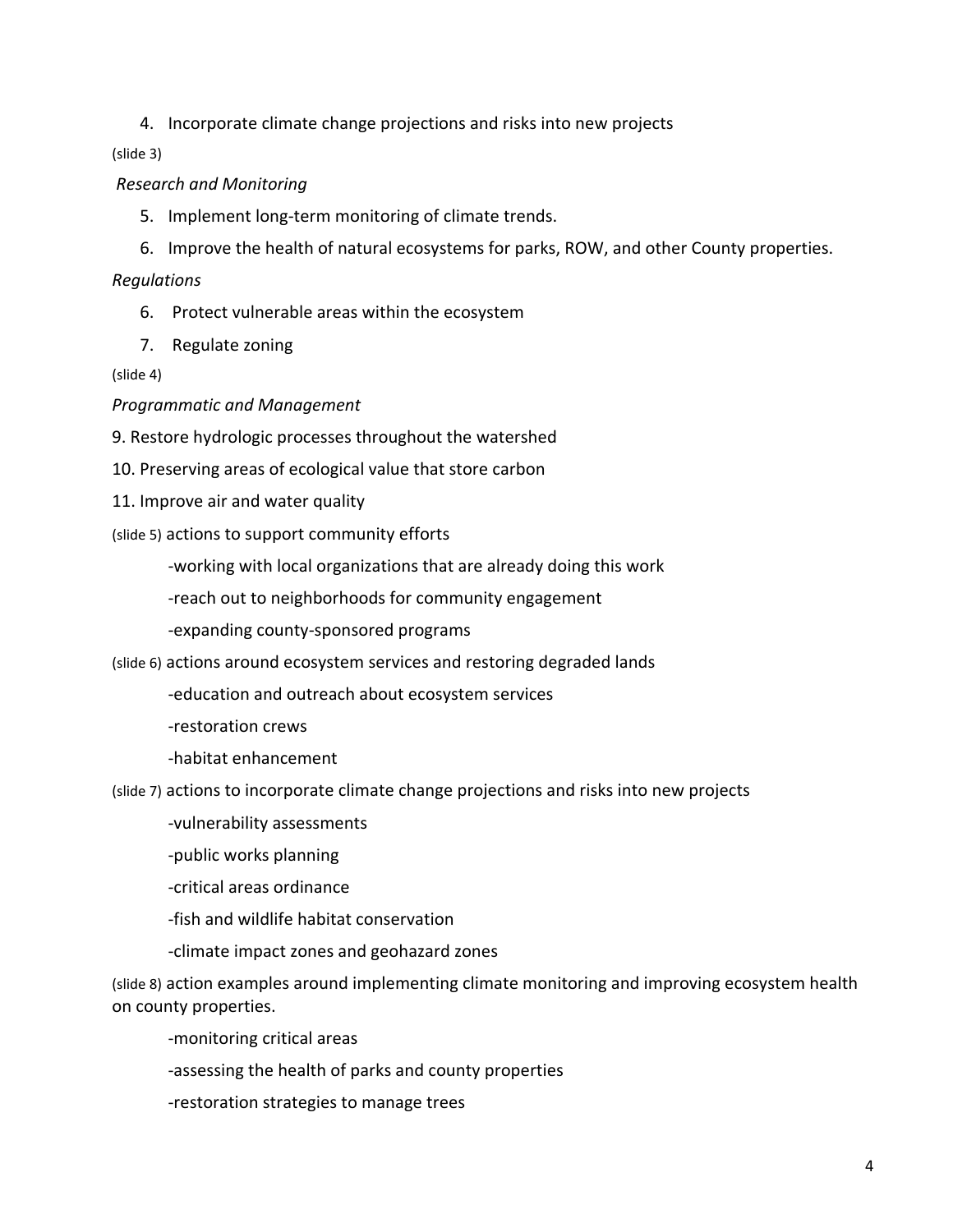4. Incorporate climate change projections and risks into new projects

(slide 3)

*Research and Monitoring*

5. Implement long-term monitoring of climate trends.
6. Improve the health of natural ecosystems for parks, ROW, and other County properties.

*Regulations*

6. Protect vulnerable areas within the ecosystem
7. Regulate zoning

(slide 4)

*Programmatic and Management*

9. Restore hydrologic processes throughout the watershed

10. Preserving areas of ecological value that store carbon

11. Improve air and water quality

(slide 5) actions to support community efforts

-working with local organizations that are already doing this work

-reach out to neighborhoods for community engagement

-expanding county-sponsored programs

(slide 6) actions around ecosystem services and restoring degraded lands

-education and outreach about ecosystem services

-restoration crews

-habitat enhancement

(slide 7) actions to incorporate climate change projections and risks into new projects

-vulnerability assessments

-public works planning

-critical areas ordinance

-fish and wildlife habitat conservation

-climate impact zones and geohazard zones

(slide 8) action examples around implementing climate monitoring and improving ecosystem health on county properties.

-monitoring critical areas

-assessing the health of parks and county properties

-restoration strategies to manage trees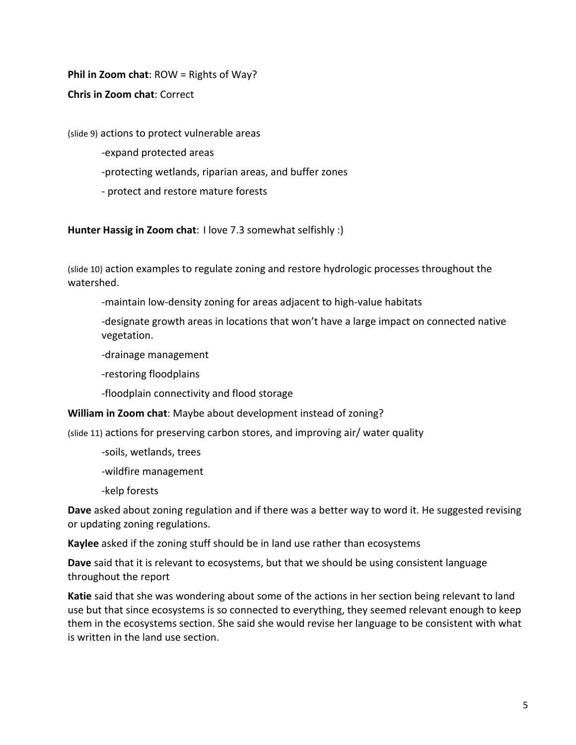**Phil in Zoom chat**: ROW = Rights of Way?

**Chris in Zoom chat**: Correct

(slide 9) actions to protect vulnerable areas

-expand protected areas

-protecting wetlands, riparian areas, and buffer zones

- protect and restore mature forests

**Hunter Hassig in Zoom chat**: I love 7.3 somewhat selfishly :)

(slide 10) action examples to regulate zoning and restore hydrologic processes throughout the watershed.

-maintain low-density zoning for areas adjacent to high-value habitats

-designate growth areas in locations that won't have a large impact on connected native vegetation.

-drainage management

-restoring floodplains

-floodplain connectivity and flood storage

**William in Zoom chat**: Maybe about development instead of zoning?

(slide 11) actions for preserving carbon stores, and improving air/ water quality

-soils, wetlands, trees

-wildfire management

-kelp forests

**Dave** asked about zoning regulation and if there was a better way to word it. He suggested revising or updating zoning regulations.

**Kaylee** asked if the zoning stuff should be in land use rather than ecosystems

**Dave** said that it is relevant to ecosystems, but that we should be using consistent language throughout the report

**Katie** said that she was wondering about some of the actions in her section being relevant to land use but that since ecosystems is so connected to everything, they seemed relevant enough to keep them in the ecosystems section. She said she would revise her language to be consistent with what is written in the land use section.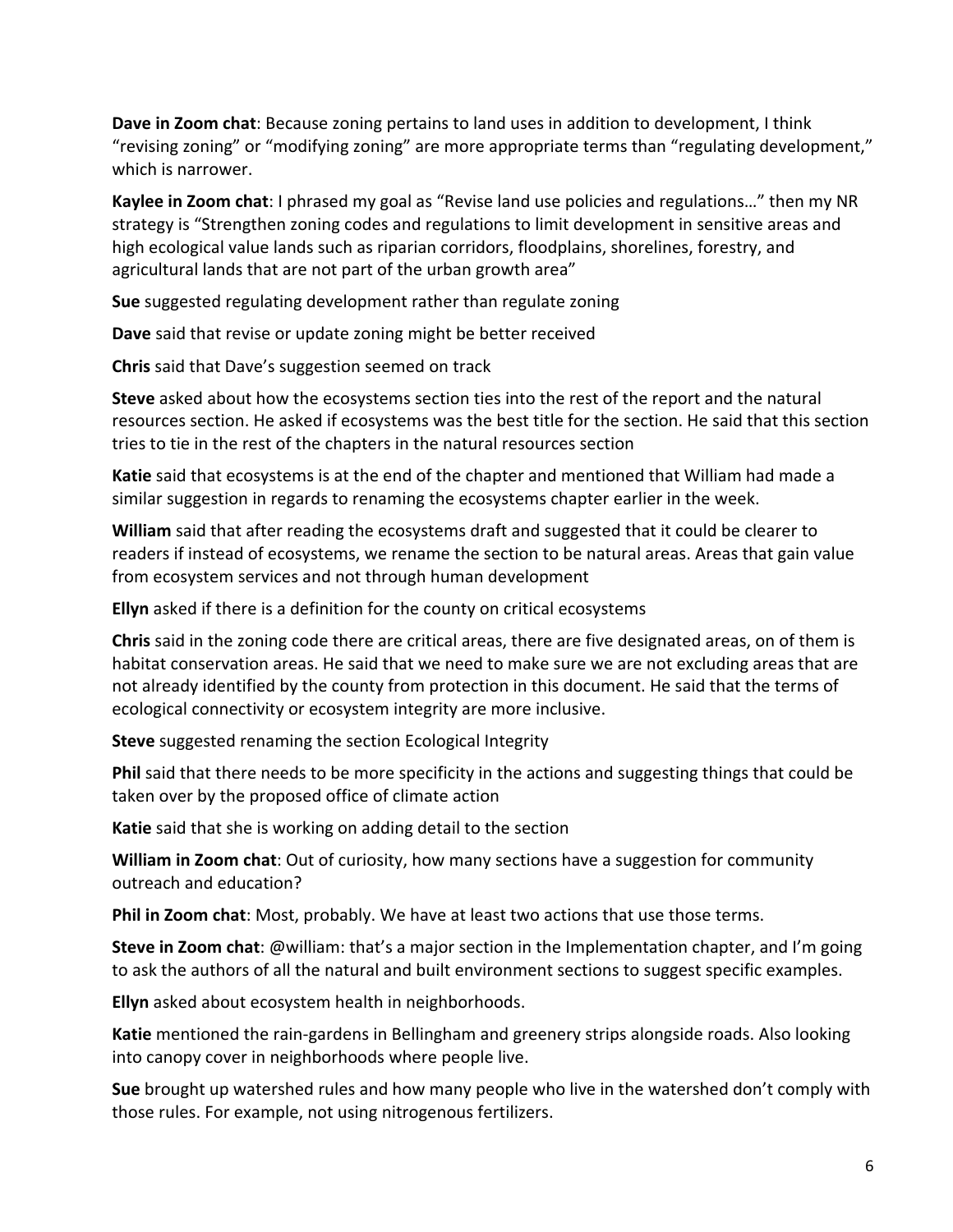**Dave in Zoom chat**: Because zoning pertains to land uses in addition to development, I think "revising zoning" or "modifying zoning" are more appropriate terms than "regulating development," which is narrower.

**Kaylee in Zoom chat**: I phrased my goal as "Revise land use policies and regulations…" then my NR strategy is "Strengthen zoning codes and regulations to limit development in sensitive areas and high ecological value lands such as riparian corridors, floodplains, shorelines, forestry, and agricultural lands that are not part of the urban growth area"

**Sue** suggested regulating development rather than regulate zoning

**Dave** said that revise or update zoning might be better received

**Chris** said that Dave's suggestion seemed on track

**Steve** asked about how the ecosystems section ties into the rest of the report and the natural resources section. He asked if ecosystems was the best title for the section. He said that this section tries to tie in the rest of the chapters in the natural resources section

**Katie** said that ecosystems is at the end of the chapter and mentioned that William had made a similar suggestion in regards to renaming the ecosystems chapter earlier in the week.

**William** said that after reading the ecosystems draft and suggested that it could be clearer to readers if instead of ecosystems, we rename the section to be natural areas. Areas that gain value from ecosystem services and not through human development

**Ellyn** asked if there is a definition for the county on critical ecosystems

**Chris** said in the zoning code there are critical areas, there are five designated areas, on of them is habitat conservation areas. He said that we need to make sure we are not excluding areas that are not already identified by the county from protection in this document. He said that the terms of ecological connectivity or ecosystem integrity are more inclusive.

**Steve** suggested renaming the section Ecological Integrity

**Phil** said that there needs to be more specificity in the actions and suggesting things that could be taken over by the proposed office of climate action

**Katie** said that she is working on adding detail to the section

**William in Zoom chat**: Out of curiosity, how many sections have a suggestion for community outreach and education?

**Phil in Zoom chat**: Most, probably. We have at least two actions that use those terms.

**Steve in Zoom chat**: @william: that's a major section in the Implementation chapter, and I'm going to ask the authors of all the natural and built environment sections to suggest specific examples.

**Ellyn** asked about ecosystem health in neighborhoods.

**Katie** mentioned the rain-gardens in Bellingham and greenery strips alongside roads. Also looking into canopy cover in neighborhoods where people live.

**Sue** brought up watershed rules and how many people who live in the watershed don't comply with those rules. For example, not using nitrogenous fertilizers.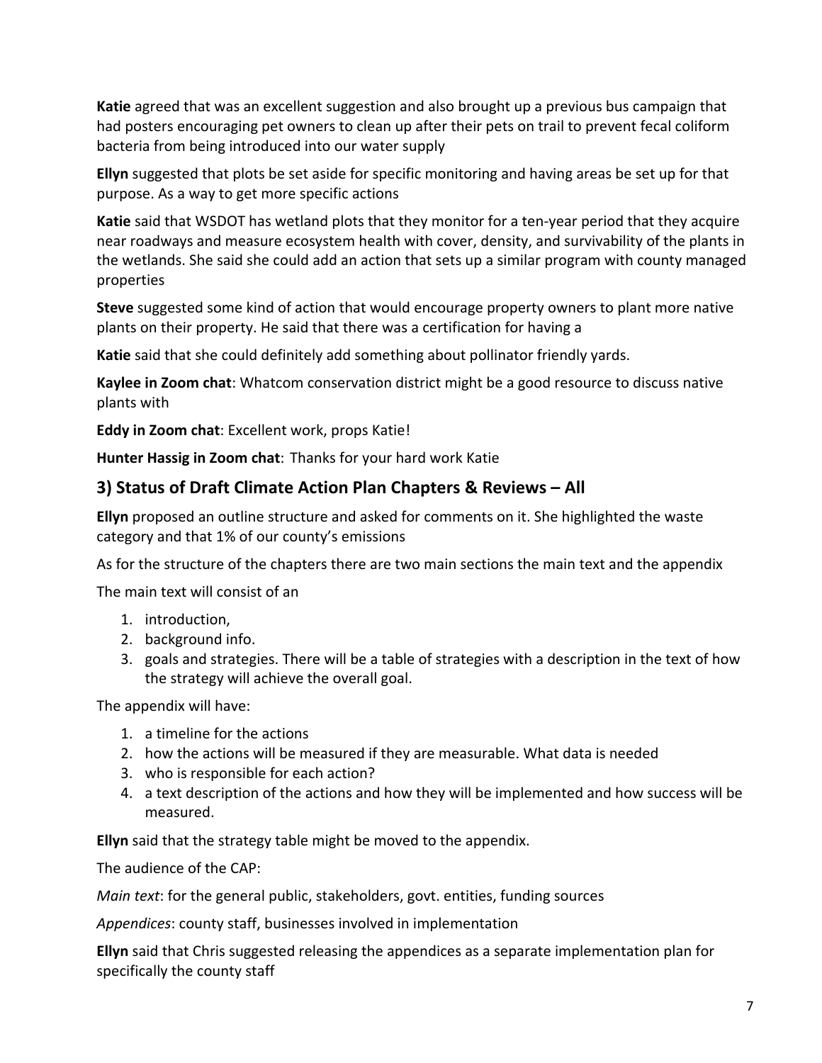**Katie** agreed that was an excellent suggestion and also brought up a previous bus campaign that had posters encouraging pet owners to clean up after their pets on trail to prevent fecal coliform bacteria from being introduced into our water supply

**Ellyn** suggested that plots be set aside for specific monitoring and having areas be set up for that purpose. As a way to get more specific actions

**Katie** said that WSDOT has wetland plots that they monitor for a ten-year period that they acquire near roadways and measure ecosystem health with cover, density, and survivability of the plants in the wetlands. She said she could add an action that sets up a similar program with county managed properties

**Steve** suggested some kind of action that would encourage property owners to plant more native plants on their property. He said that there was a certification for having a

**Katie** said that she could definitely add something about pollinator friendly yards.

**Kaylee in Zoom chat**: Whatcom conservation district might be a good resource to discuss native plants with

**Eddy in Zoom chat**: Excellent work, props Katie!

**Hunter Hassig in Zoom chat**: Thanks for your hard work Katie

## 3) Status of Draft Climate Action Plan Chapters & Reviews – All

**Ellyn** proposed an outline structure and asked for comments on it. She highlighted the waste category and that 1% of our county's emissions

As for the structure of the chapters there are two main sections the main text and the appendix

The main text will consist of an

1. introduction,
2. background info.
3. goals and strategies. There will be a table of strategies with a description in the text of how the strategy will achieve the overall goal.

The appendix will have:

1. a timeline for the actions
2. how the actions will be measured if they are measurable. What data is needed
3. who is responsible for each action?
4. a text description of the actions and how they will be implemented and how success will be measured.

**Ellyn** said that the strategy table might be moved to the appendix.

The audience of the CAP:

*Main text*: for the general public, stakeholders, govt. entities, funding sources

*Appendices*: county staff, businesses involved in implementation

**Ellyn** said that Chris suggested releasing the appendices as a separate implementation plan for specifically the county staff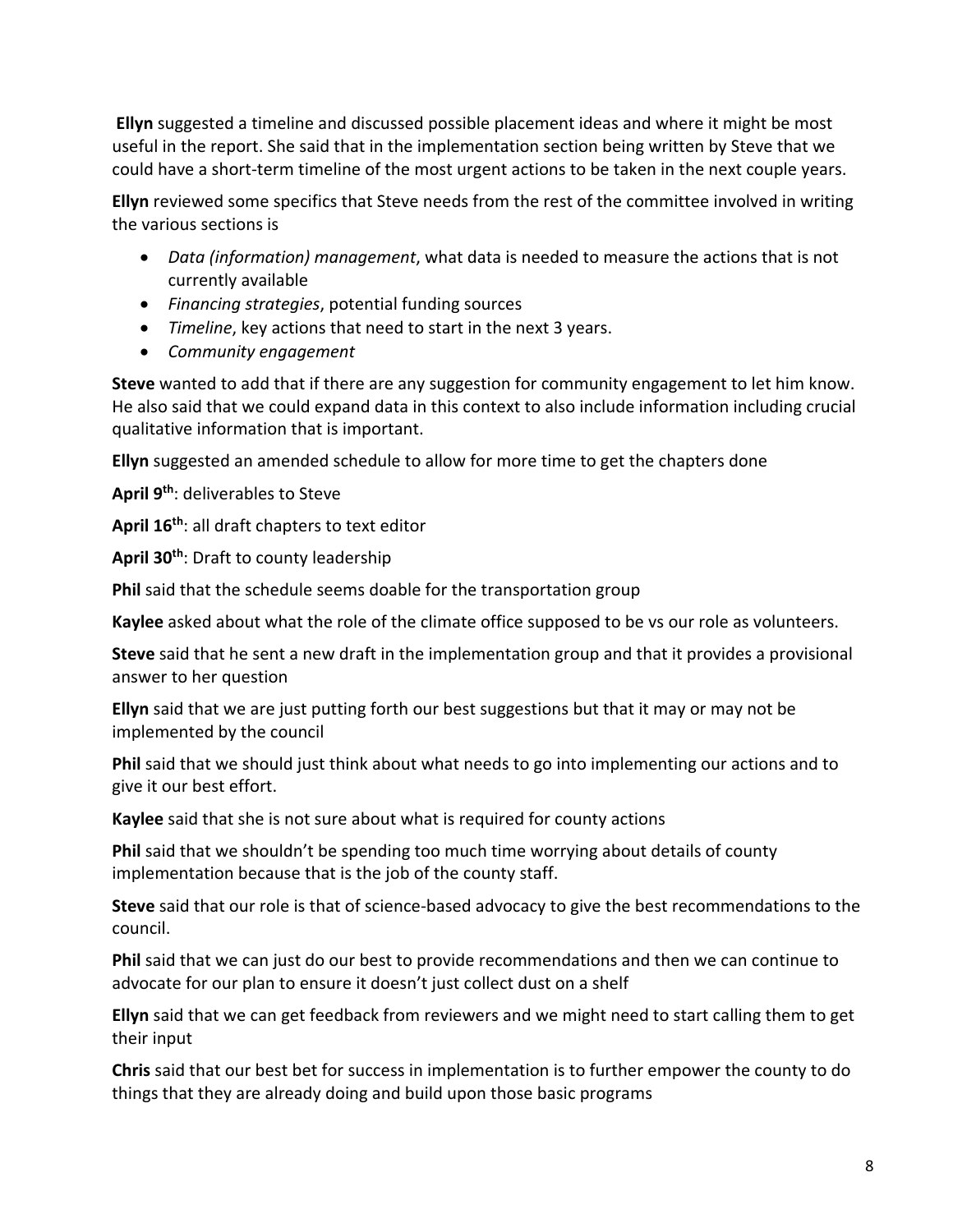**Ellyn** suggested a timeline and discussed possible placement ideas and where it might be most useful in the report. She said that in the implementation section being written by Steve that we could have a short-term timeline of the most urgent actions to be taken in the next couple years.

**Ellyn** reviewed some specifics that Steve needs from the rest of the committee involved in writing the various sections is

- *Data (information) management*, what data is needed to measure the actions that is not currently available
- *Financing strategies*, potential funding sources
- *Timeline*, key actions that need to start in the next 3 years.
- *Community engagement*

**Steve** wanted to add that if there are any suggestion for community engagement to let him know. He also said that we could expand data in this context to also include information including crucial qualitative information that is important.

**Ellyn** suggested an amended schedule to allow for more time to get the chapters done

**April 9th**: deliverables to Steve

**April 16th**: all draft chapters to text editor

**April 30th**: Draft to county leadership

**Phil** said that the schedule seems doable for the transportation group

**Kaylee** asked about what the role of the climate office supposed to be vs our role as volunteers.

**Steve** said that he sent a new draft in the implementation group and that it provides a provisional answer to her question

**Ellyn** said that we are just putting forth our best suggestions but that it may or may not be implemented by the council

**Phil** said that we should just think about what needs to go into implementing our actions and to give it our best effort.

**Kaylee** said that she is not sure about what is required for county actions

**Phil** said that we shouldn't be spending too much time worrying about details of county implementation because that is the job of the county staff.

**Steve** said that our role is that of science-based advocacy to give the best recommendations to the council.

**Phil** said that we can just do our best to provide recommendations and then we can continue to advocate for our plan to ensure it doesn't just collect dust on a shelf

**Ellyn** said that we can get feedback from reviewers and we might need to start calling them to get their input

**Chris** said that our best bet for success in implementation is to further empower the county to do things that they are already doing and build upon those basic programs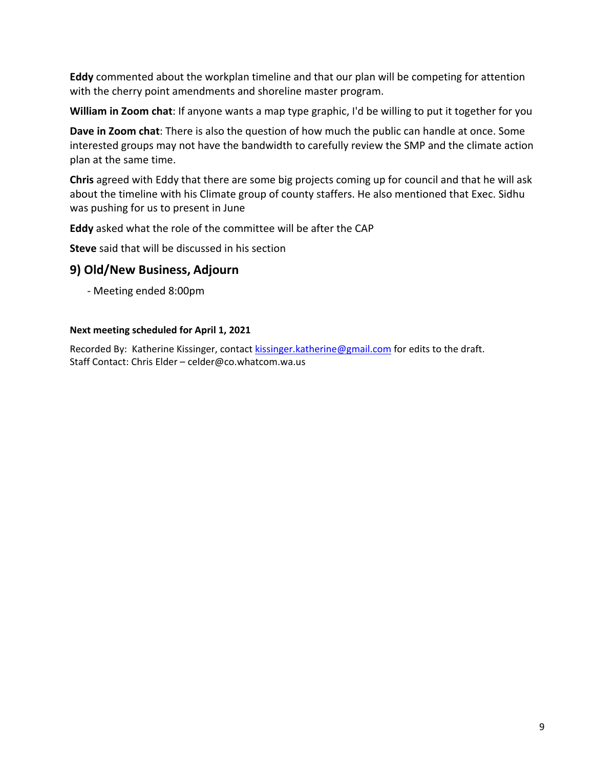**Eddy** commented about the workplan timeline and that our plan will be competing for attention with the cherry point amendments and shoreline master program.

**William in Zoom chat**: If anyone wants a map type graphic, I'd be willing to put it together for you

**Dave in Zoom chat**: There is also the question of how much the public can handle at once. Some interested groups may not have the bandwidth to carefully review the SMP and the climate action plan at the same time.

**Chris** agreed with Eddy that there are some big projects coming up for council and that he will ask about the timeline with his Climate group of county staffers. He also mentioned that Exec. Sidhu was pushing for us to present in June

**Eddy** asked what the role of the committee will be after the CAP

**Steve** said that will be discussed in his section

## 9) Old/New Business, Adjourn

- Meeting ended 8:00pm

**Next meeting scheduled for April 1, 2021**

Recorded By: Katherine Kissinger, contact kissinger.katherine@gmail.com for edits to the draft.
Staff Contact: Chris Elder – celder@co.whatcom.wa.us